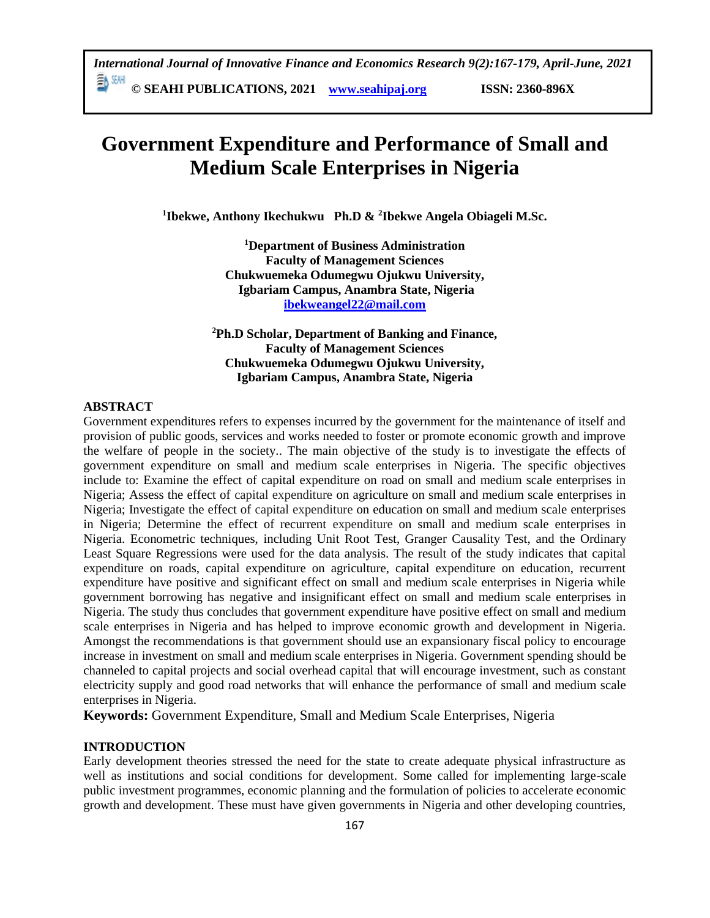# Government Expenditure and Performance of Small and Medium Scale Enterprises in Nigeria

**[1]Ibekwe, Anthony Ikechukwu Ph.D & [2]Ibekwe Angela Obiageli M.Sc.**

**[1]Department of Business Administration**
**Faculty of Management Sciences**
**Chukwuemeka Odumegwu Ojukwu University,**
**Igbariam Campus, Anambra State, Nigeria**
**ibekweangel22@mail.com**

**[2]Ph.D Scholar, Department of Banking and Finance,**
**Faculty of Management Sciences**
**Chukwuemeka Odumegwu Ojukwu University,**
**Igbariam Campus, Anambra State, Nigeria**

## ABSTRACT

Government expenditures refers to expenses incurred by the government for the maintenance of itself and provision of public goods, services and works needed to foster or promote economic growth and improve the welfare of people in the society.. The main objective of the study is to investigate the effects of government expenditure on small and medium scale enterprises in Nigeria. The specific objectives include to: Examine the effect of capital expenditure on road on small and medium scale enterprises in Nigeria; Assess the effect of capital expenditure on agriculture on small and medium scale enterprises in Nigeria; Investigate the effect of capital expenditure on education on small and medium scale enterprises in Nigeria; Determine the effect of recurrent expenditure on small and medium scale enterprises in Nigeria. Econometric techniques, including Unit Root Test, Granger Causality Test, and the Ordinary Least Square Regressions were used for the data analysis. The result of the study indicates that capital expenditure on roads, capital expenditure on agriculture, capital expenditure on education, recurrent expenditure have positive and significant effect on small and medium scale enterprises in Nigeria while government borrowing has negative and insignificant effect on small and medium scale enterprises in Nigeria. The study thus concludes that government expenditure have positive effect on small and medium scale enterprises in Nigeria and has helped to improve economic growth and development in Nigeria. Amongst the recommendations is that government should use an expansionary fiscal policy to encourage increase in investment on small and medium scale enterprises in Nigeria. Government spending should be channeled to capital projects and social overhead capital that will encourage investment, such as constant electricity supply and good road networks that will enhance the performance of small and medium scale enterprises in Nigeria.

**Keywords:** Government Expenditure, Small and Medium Scale Enterprises, Nigeria

## INTRODUCTION

Early development theories stressed the need for the state to create adequate physical infrastructure as well as institutions and social conditions for development. Some called for implementing large-scale public investment programmes, economic planning and the formulation of policies to accelerate economic growth and development. These must have given governments in Nigeria and other developing countries,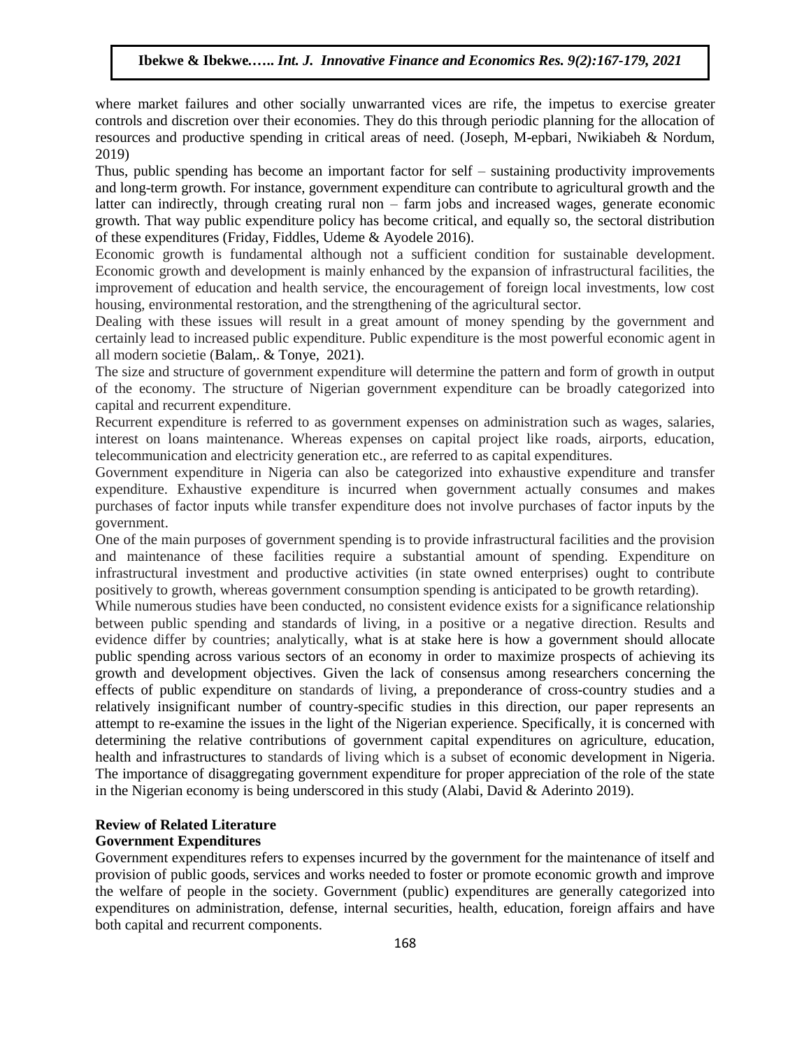where market failures and other socially unwarranted vices are rife, the impetus to exercise greater controls and discretion over their economies. They do this through periodic planning for the allocation of resources and productive spending in critical areas of need. (Joseph, M-epbari, Nwikiabeh & Nordum, 2019)

Thus, public spending has become an important factor for self – sustaining productivity improvements and long-term growth. For instance, government expenditure can contribute to agricultural growth and the latter can indirectly, through creating rural non – farm jobs and increased wages, generate economic growth. That way public expenditure policy has become critical, and equally so, the sectoral distribution of these expenditures (Friday, Fiddles, Udeme & Ayodele 2016).

Economic growth is fundamental although not a sufficient condition for sustainable development. Economic growth and development is mainly enhanced by the expansion of infrastructural facilities, the improvement of education and health service, the encouragement of foreign local investments, low cost housing, environmental restoration, and the strengthening of the agricultural sector.

Dealing with these issues will result in a great amount of money spending by the government and certainly lead to increased public expenditure. Public expenditure is the most powerful economic agent in all modern societie (Balam,. & Tonye, 2021).

The size and structure of government expenditure will determine the pattern and form of growth in output of the economy. The structure of Nigerian government expenditure can be broadly categorized into capital and recurrent expenditure.

Recurrent expenditure is referred to as government expenses on administration such as wages, salaries, interest on loans maintenance. Whereas expenses on capital project like roads, airports, education, telecommunication and electricity generation etc., are referred to as capital expenditures.

Government expenditure in Nigeria can also be categorized into exhaustive expenditure and transfer expenditure. Exhaustive expenditure is incurred when government actually consumes and makes purchases of factor inputs while transfer expenditure does not involve purchases of factor inputs by the government.

One of the main purposes of government spending is to provide infrastructural facilities and the provision and maintenance of these facilities require a substantial amount of spending. Expenditure on infrastructural investment and productive activities (in state owned enterprises) ought to contribute positively to growth, whereas government consumption spending is anticipated to be growth retarding).

While numerous studies have been conducted, no consistent evidence exists for a significance relationship between public spending and standards of living, in a positive or a negative direction. Results and evidence differ by countries; analytically, what is at stake here is how a government should allocate public spending across various sectors of an economy in order to maximize prospects of achieving its growth and development objectives. Given the lack of consensus among researchers concerning the effects of public expenditure on standards of living, a preponderance of cross-country studies and a relatively insignificant number of country-specific studies in this direction, our paper represents an attempt to re-examine the issues in the light of the Nigerian experience. Specifically, it is concerned with determining the relative contributions of government capital expenditures on agriculture, education, health and infrastructures to standards of living which is a subset of economic development in Nigeria. The importance of disaggregating government expenditure for proper appreciation of the role of the state in the Nigerian economy is being underscored in this study (Alabi, David & Aderinto 2019).

## Review of Related Literature

### Government Expenditures

Government expenditures refers to expenses incurred by the government for the maintenance of itself and provision of public goods, services and works needed to foster or promote economic growth and improve the welfare of people in the society. Government (public) expenditures are generally categorized into expenditures on administration, defense, internal securities, health, education, foreign affairs and have both capital and recurrent components.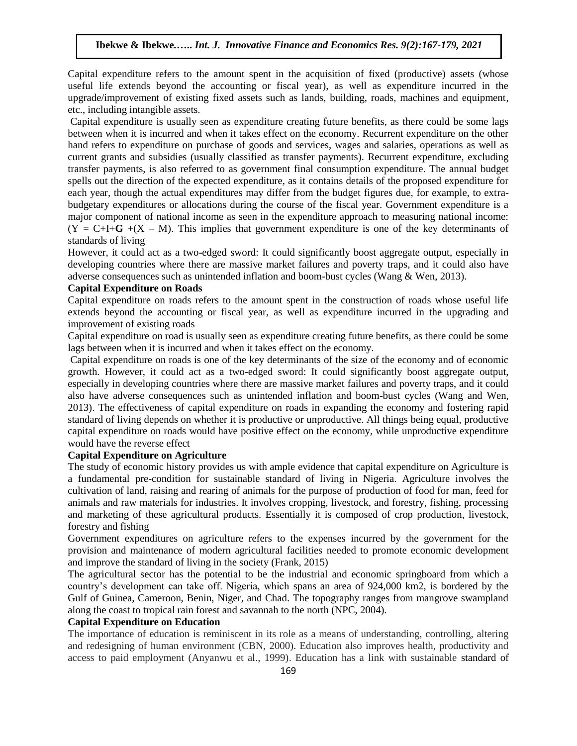Capital expenditure refers to the amount spent in the acquisition of fixed (productive) assets (whose useful life extends beyond the accounting or fiscal year), as well as expenditure incurred in the upgrade/improvement of existing fixed assets such as lands, building, roads, machines and equipment, etc., including intangible assets.

Capital expenditure is usually seen as expenditure creating future benefits, as there could be some lags between when it is incurred and when it takes effect on the economy. Recurrent expenditure on the other hand refers to expenditure on purchase of goods and services, wages and salaries, operations as well as current grants and subsidies (usually classified as transfer payments). Recurrent expenditure, excluding transfer payments, is also referred to as government final consumption expenditure. The annual budget spells out the direction of the expected expenditure, as it contains details of the proposed expenditure for each year, though the actual expenditures may differ from the budget figures due, for example, to extra-budgetary expenditures or allocations during the course of the fiscal year. Government expenditure is a major component of national income as seen in the expenditure approach to measuring national income: ($Y = C+I+\mathbf{G} +(X - M)$). This implies that government expenditure is one of the key determinants of standards of living

However, it could act as a two-edged sword: It could significantly boost aggregate output, especially in developing countries where there are massive market failures and poverty traps, and it could also have adverse consequences such as unintended inflation and boom-bust cycles (Wang & Wen, 2013).

**Capital Expenditure on Roads**

Capital expenditure on roads refers to the amount spent in the construction of roads whose useful life extends beyond the accounting or fiscal year, as well as expenditure incurred in the upgrading and improvement of existing roads

Capital expenditure on road is usually seen as expenditure creating future benefits, as there could be some lags between when it is incurred and when it takes effect on the economy.

Capital expenditure on roads is one of the key determinants of the size of the economy and of economic growth. However, it could act as a two-edged sword: It could significantly boost aggregate output, especially in developing countries where there are massive market failures and poverty traps, and it could also have adverse consequences such as unintended inflation and boom-bust cycles (Wang and Wen, 2013). The effectiveness of capital expenditure on roads in expanding the economy and fostering rapid standard of living depends on whether it is productive or unproductive. All things being equal, productive capital expenditure on roads would have positive effect on the economy, while unproductive expenditure would have the reverse effect

**Capital Expenditure on Agriculture**

The study of economic history provides us with ample evidence that capital expenditure on Agriculture is a fundamental pre-condition for sustainable standard of living in Nigeria. Agriculture involves the cultivation of land, raising and rearing of animals for the purpose of production of food for man, feed for animals and raw materials for industries. It involves cropping, livestock, and forestry, fishing, processing and marketing of these agricultural products. Essentially it is composed of crop production, livestock, forestry and fishing

Government expenditures on agriculture refers to the expenses incurred by the government for the provision and maintenance of modern agricultural facilities needed to promote economic development and improve the standard of living in the society (Frank, 2015)

The agricultural sector has the potential to be the industrial and economic springboard from which a country's development can take off. Nigeria, which spans an area of 924,000 km2, is bordered by the Gulf of Guinea, Cameroon, Benin, Niger, and Chad. The topography ranges from mangrove swampland along the coast to tropical rain forest and savannah to the north (NPC, 2004).

**Capital Expenditure on Education**

The importance of education is reminiscent in its role as a means of understanding, controlling, altering and redesigning of human environment (CBN, 2000). Education also improves health, productivity and access to paid employment (Anyanwu et al., 1999). Education has a link with sustainable standard of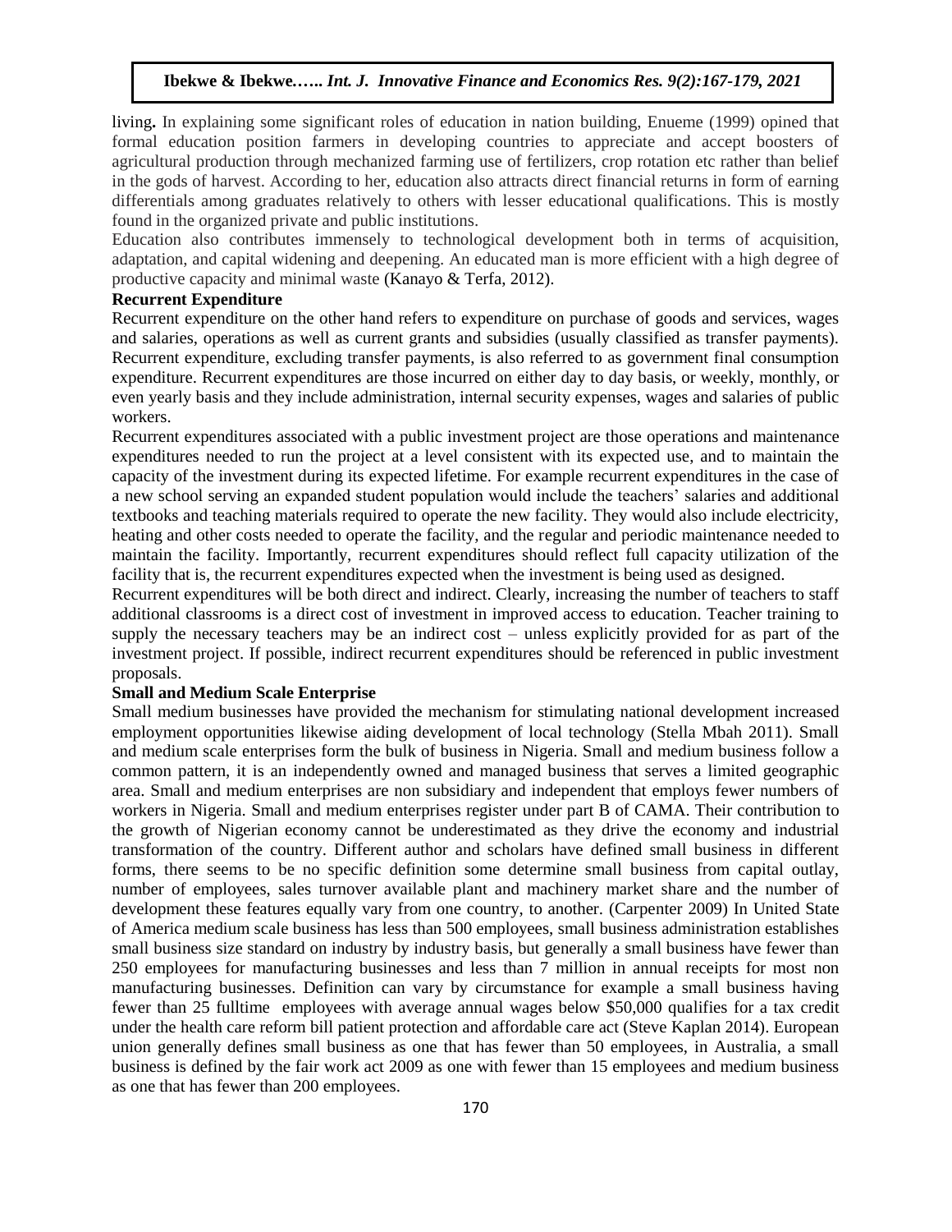living**.** In explaining some significant roles of education in nation building, Enueme (1999) opined that formal education position farmers in developing countries to appreciate and accept boosters of agricultural production through mechanized farming use of fertilizers, crop rotation etc rather than belief in the gods of harvest. According to her, education also attracts direct financial returns in form of earning differentials among graduates relatively to others with lesser educational qualifications. This is mostly found in the organized private and public institutions.

Education also contributes immensely to technological development both in terms of acquisition, adaptation, and capital widening and deepening. An educated man is more efficient with a high degree of productive capacity and minimal waste (Kanayo & Terfa, 2012).

**Recurrent Expenditure**

Recurrent expenditure on the other hand refers to expenditure on purchase of goods and services, wages and salaries, operations as well as current grants and subsidies (usually classified as transfer payments). Recurrent expenditure, excluding transfer payments, is also referred to as government final consumption expenditure. Recurrent expenditures are those incurred on either day to day basis, or weekly, monthly, or even yearly basis and they include administration, internal security expenses, wages and salaries of public workers.

Recurrent expenditures associated with a public investment project are those operations and maintenance expenditures needed to run the project at a level consistent with its expected use, and to maintain the capacity of the investment during its expected lifetime. For example recurrent expenditures in the case of a new school serving an expanded student population would include the teachers' salaries and additional textbooks and teaching materials required to operate the new facility. They would also include electricity, heating and other costs needed to operate the facility, and the regular and periodic maintenance needed to maintain the facility. Importantly, recurrent expenditures should reflect full capacity utilization of the facility that is, the recurrent expenditures expected when the investment is being used as designed.

Recurrent expenditures will be both direct and indirect. Clearly, increasing the number of teachers to staff additional classrooms is a direct cost of investment in improved access to education. Teacher training to supply the necessary teachers may be an indirect cost – unless explicitly provided for as part of the investment project. If possible, indirect recurrent expenditures should be referenced in public investment proposals.

**Small and Medium Scale Enterprise**

Small medium businesses have provided the mechanism for stimulating national development increased employment opportunities likewise aiding development of local technology (Stella Mbah 2011). Small and medium scale enterprises form the bulk of business in Nigeria. Small and medium business follow a common pattern, it is an independently owned and managed business that serves a limited geographic area. Small and medium enterprises are non subsidiary and independent that employs fewer numbers of workers in Nigeria. Small and medium enterprises register under part B of CAMA. Their contribution to the growth of Nigerian economy cannot be underestimated as they drive the economy and industrial transformation of the country. Different author and scholars have defined small business in different forms, there seems to be no specific definition some determine small business from capital outlay, number of employees, sales turnover available plant and machinery market share and the number of development these features equally vary from one country, to another. (Carpenter 2009) In United State of America medium scale business has less than 500 employees, small business administration establishes small business size standard on industry by industry basis, but generally a small business have fewer than 250 employees for manufacturing businesses and less than 7 million in annual receipts for most non manufacturing businesses. Definition can vary by circumstance for example a small business having fewer than 25 fulltime employees with average annual wages below $50,000 qualifies for a tax credit under the health care reform bill patient protection and affordable care act (Steve Kaplan 2014). European union generally defines small business as one that has fewer than 50 employees, in Australia, a small business is defined by the fair work act 2009 as one with fewer than 15 employees and medium business as one that has fewer than 200 employees.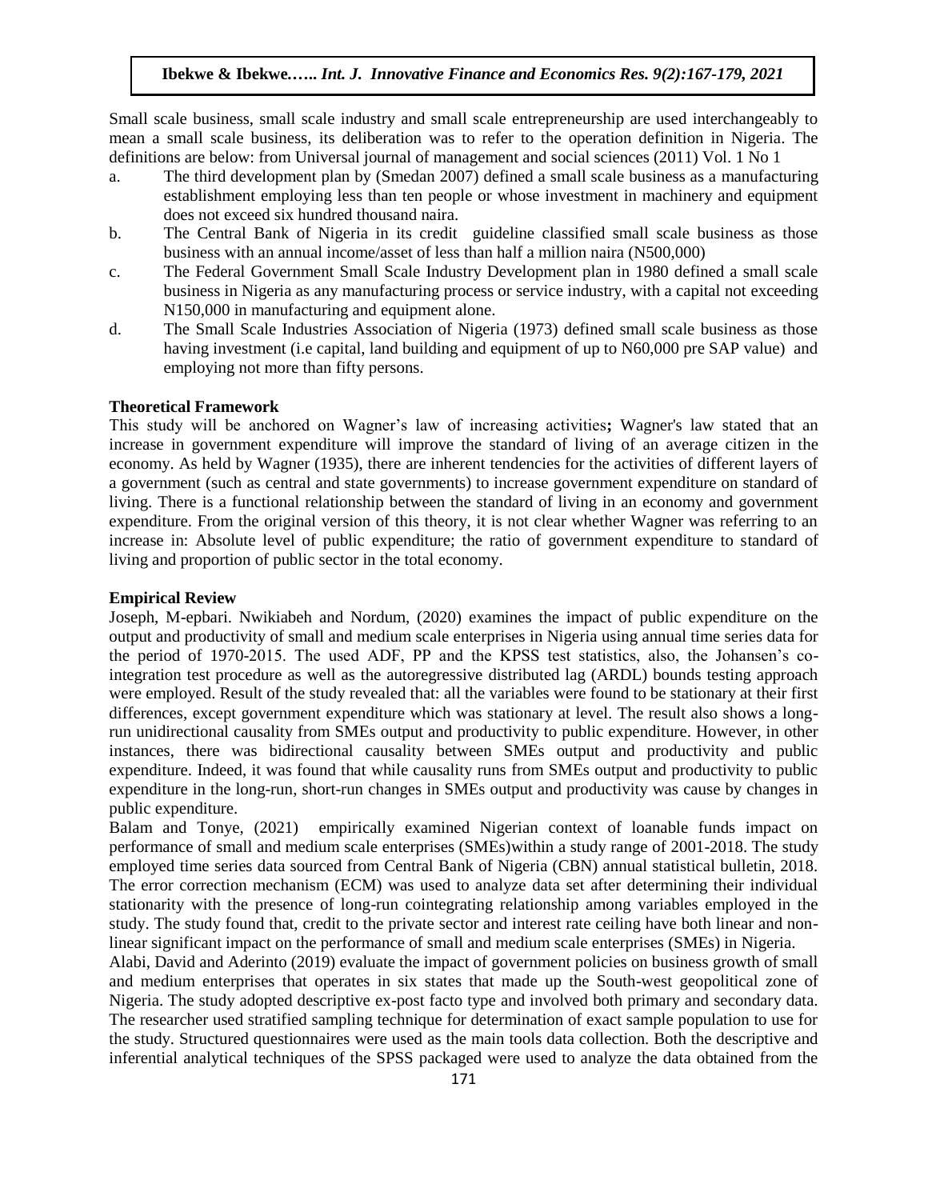Small scale business, small scale industry and small scale entrepreneurship are used interchangeably to mean a small scale business, its deliberation was to refer to the operation definition in Nigeria. The definitions are below: from Universal journal of management and social sciences (2011) Vol. 1 No 1

a. The third development plan by (Smedan 2007) defined a small scale business as a manufacturing establishment employing less than ten people or whose investment in machinery and equipment does not exceed six hundred thousand naira.
b. The Central Bank of Nigeria in its credit guideline classified small scale business as those business with an annual income/asset of less than half a million naira (N500,000)
c. The Federal Government Small Scale Industry Development plan in 1980 defined a small scale business in Nigeria as any manufacturing process or service industry, with a capital not exceeding N150,000 in manufacturing and equipment alone.
d. The Small Scale Industries Association of Nigeria (1973) defined small scale business as those having investment (i.e capital, land building and equipment of up to N60,000 pre SAP value) and employing not more than fifty persons.

**Theoretical Framework**

This study will be anchored on Wagner's law of increasing activities**;** Wagner's law stated that an increase in government expenditure will improve the standard of living of an average citizen in the economy. As held by Wagner (1935), there are inherent tendencies for the activities of different layers of a government (such as central and state governments) to increase government expenditure on standard of living. There is a functional relationship between the standard of living in an economy and government expenditure. From the original version of this theory, it is not clear whether Wagner was referring to an increase in: Absolute level of public expenditure; the ratio of government expenditure to standard of living and proportion of public sector in the total economy.

**Empirical Review**

Joseph, M-epbari. Nwikiabeh and Nordum, (2020) examines the impact of public expenditure on the output and productivity of small and medium scale enterprises in Nigeria using annual time series data for the period of 1970-2015. The used ADF, PP and the KPSS test statistics, also, the Johansen's co-integration test procedure as well as the autoregressive distributed lag (ARDL) bounds testing approach were employed. Result of the study revealed that: all the variables were found to be stationary at their first differences, except government expenditure which was stationary at level. The result also shows a long-run unidirectional causality from SMEs output and productivity to public expenditure. However, in other instances, there was bidirectional causality between SMEs output and productivity and public expenditure. Indeed, it was found that while causality runs from SMEs output and productivity to public expenditure in the long-run, short-run changes in SMEs output and productivity was cause by changes in public expenditure.

Balam and Tonye, (2021) empirically examined Nigerian context of loanable funds impact on performance of small and medium scale enterprises (SMEs)within a study range of 2001-2018. The study employed time series data sourced from Central Bank of Nigeria (CBN) annual statistical bulletin, 2018. The error correction mechanism (ECM) was used to analyze data set after determining their individual stationarity with the presence of long-run cointegrating relationship among variables employed in the study. The study found that, credit to the private sector and interest rate ceiling have both linear and non-linear significant impact on the performance of small and medium scale enterprises (SMEs) in Nigeria.

Alabi, David and Aderinto (2019) evaluate the impact of government policies on business growth of small and medium enterprises that operates in six states that made up the South-west geopolitical zone of Nigeria. The study adopted descriptive ex-post facto type and involved both primary and secondary data. The researcher used stratified sampling technique for determination of exact sample population to use for the study. Structured questionnaires were used as the main tools data collection. Both the descriptive and inferential analytical techniques of the SPSS packaged were used to analyze the data obtained from the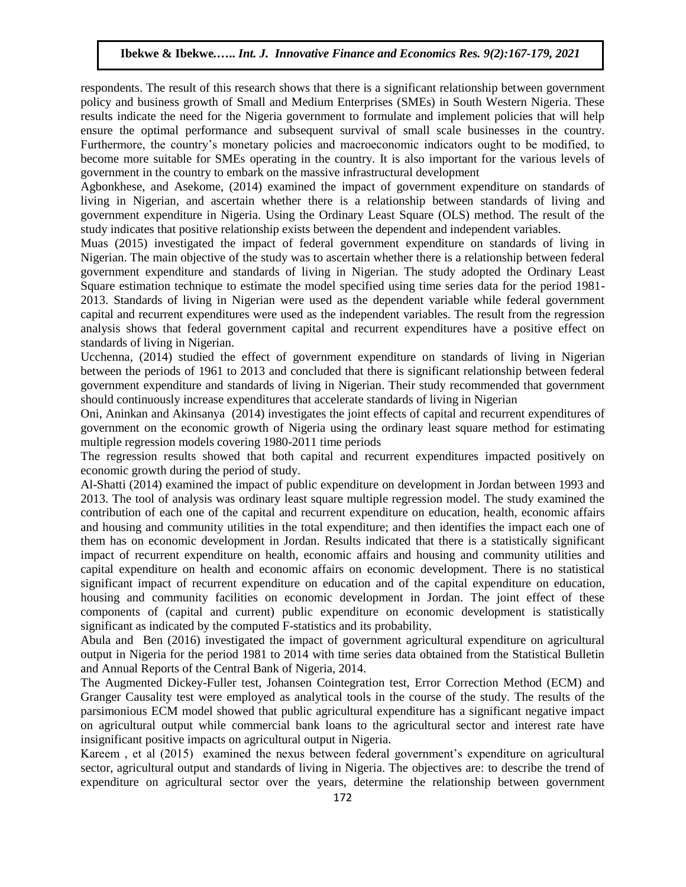respondents. The result of this research shows that there is a significant relationship between government policy and business growth of Small and Medium Enterprises (SMEs) in South Western Nigeria. These results indicate the need for the Nigeria government to formulate and implement policies that will help ensure the optimal performance and subsequent survival of small scale businesses in the country. Furthermore, the country's monetary policies and macroeconomic indicators ought to be modified, to become more suitable for SMEs operating in the country. It is also important for the various levels of government in the country to embark on the massive infrastructural development

Agbonkhese, and Asekome, (2014) examined the impact of government expenditure on standards of living in Nigerian, and ascertain whether there is a relationship between standards of living and government expenditure in Nigeria. Using the Ordinary Least Square (OLS) method. The result of the study indicates that positive relationship exists between the dependent and independent variables.

Muas (2015) investigated the impact of federal government expenditure on standards of living in Nigerian. The main objective of the study was to ascertain whether there is a relationship between federal government expenditure and standards of living in Nigerian. The study adopted the Ordinary Least Square estimation technique to estimate the model specified using time series data for the period 1981-2013. Standards of living in Nigerian were used as the dependent variable while federal government capital and recurrent expenditures were used as the independent variables. The result from the regression analysis shows that federal government capital and recurrent expenditures have a positive effect on standards of living in Nigerian.

Ucchenna, (2014) studied the effect of government expenditure on standards of living in Nigerian between the periods of 1961 to 2013 and concluded that there is significant relationship between federal government expenditure and standards of living in Nigerian. Their study recommended that government should continuously increase expenditures that accelerate standards of living in Nigerian

Oni, Aninkan and Akinsanya (2014) investigates the joint effects of capital and recurrent expenditures of government on the economic growth of Nigeria using the ordinary least square method for estimating multiple regression models covering 1980-2011 time periods

The regression results showed that both capital and recurrent expenditures impacted positively on economic growth during the period of study.

Al-Shatti (2014) examined the impact of public expenditure on development in Jordan between 1993 and 2013. The tool of analysis was ordinary least square multiple regression model. The study examined the contribution of each one of the capital and recurrent expenditure on education, health, economic affairs and housing and community utilities in the total expenditure; and then identifies the impact each one of them has on economic development in Jordan. Results indicated that there is a statistically significant impact of recurrent expenditure on health, economic affairs and housing and community utilities and capital expenditure on health and economic affairs on economic development. There is no statistical significant impact of recurrent expenditure on education and of the capital expenditure on education, housing and community facilities on economic development in Jordan. The joint effect of these components of (capital and current) public expenditure on economic development is statistically significant as indicated by the computed F-statistics and its probability.

Abula and Ben (2016) investigated the impact of government agricultural expenditure on agricultural output in Nigeria for the period 1981 to 2014 with time series data obtained from the Statistical Bulletin and Annual Reports of the Central Bank of Nigeria, 2014.

The Augmented Dickey-Fuller test, Johansen Cointegration test, Error Correction Method (ECM) and Granger Causality test were employed as analytical tools in the course of the study. The results of the parsimonious ECM model showed that public agricultural expenditure has a significant negative impact on agricultural output while commercial bank loans to the agricultural sector and interest rate have insignificant positive impacts on agricultural output in Nigeria.

Kareem , et al (2015) examined the nexus between federal government's expenditure on agricultural sector, agricultural output and standards of living in Nigeria. The objectives are: to describe the trend of expenditure on agricultural sector over the years, determine the relationship between government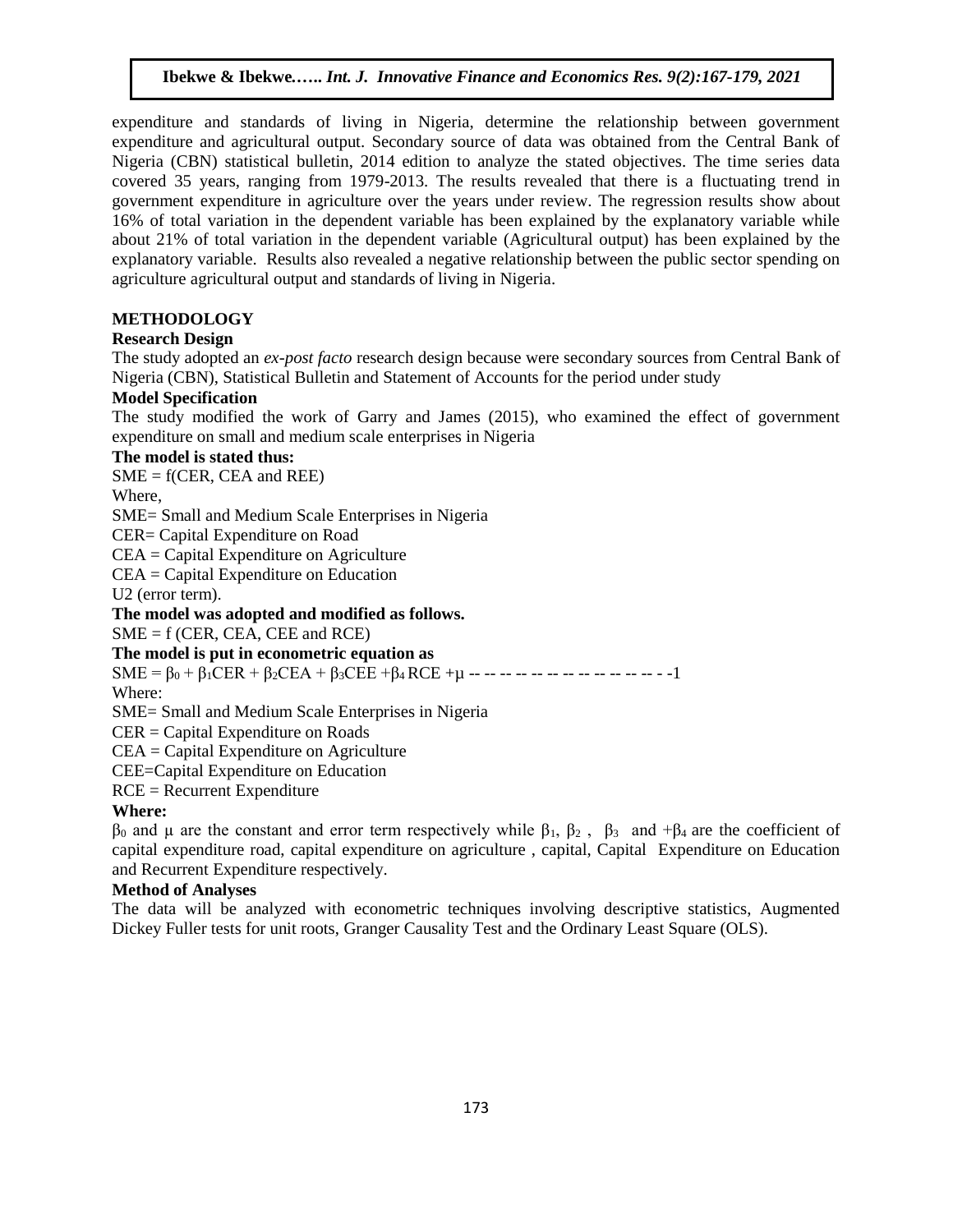expenditure and standards of living in Nigeria, determine the relationship between government expenditure and agricultural output. Secondary source of data was obtained from the Central Bank of Nigeria (CBN) statistical bulletin, 2014 edition to analyze the stated objectives. The time series data covered 35 years, ranging from 1979-2013. The results revealed that there is a fluctuating trend in government expenditure in agriculture over the years under review. The regression results show about 16% of total variation in the dependent variable has been explained by the explanatory variable while about 21% of total variation in the dependent variable (Agricultural output) has been explained by the explanatory variable. Results also revealed a negative relationship between the public sector spending on agriculture agricultural output and standards of living in Nigeria.

## METHODOLOGY

### Research Design

The study adopted an *ex-post facto* research design because were secondary sources from Central Bank of Nigeria (CBN), Statistical Bulletin and Statement of Accounts for the period under study

### Model Specification

The study modified the work of Garry and James (2015), who examined the effect of government expenditure on small and medium scale enterprises in Nigeria

**The model is stated thus:**

SME = f(CER, CEA and REE)

Where,

SME= Small and Medium Scale Enterprises in Nigeria

CER= Capital Expenditure on Road

CEA = Capital Expenditure on Agriculture

CEA = Capital Expenditure on Education

U2 (error term).

**The model was adopted and modified as follows.**

SME = f (CER, CEA, CEE and RCE)

**The model is put in econometric equation as**

$SME = \beta_0 + \beta_1 CER + \beta_2 CEA + \beta_3 CEE + \beta_4 RCE + \mu$ -- -- -- -- -- -- -- -- -- -- -- -- - -1

Where:

SME= Small and Medium Scale Enterprises in Nigeria

CER = Capital Expenditure on Roads

CEA = Capital Expenditure on Agriculture

CEE=Capital Expenditure on Education

RCE = Recurrent Expenditure

**Where:**

$\beta_0$ and $\mu$ are the constant and error term respectively while $\beta_1$, $\beta_2$ , $\beta_3$ and $+\beta_4$ are the coefficient of capital expenditure road, capital expenditure on agriculture , capital, Capital Expenditure on Education and Recurrent Expenditure respectively.

### Method of Analyses

The data will be analyzed with econometric techniques involving descriptive statistics, Augmented Dickey Fuller tests for unit roots, Granger Causality Test and the Ordinary Least Square (OLS).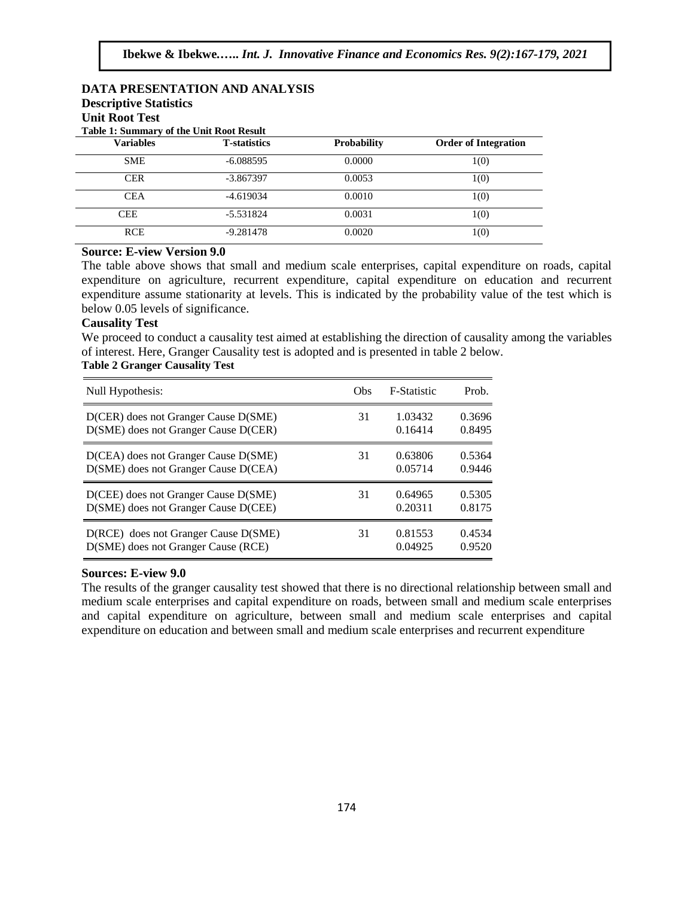## DATA PRESENTATION AND ANALYSIS

### Descriptive Statistics

### Unit Root Test

**Table 1: Summary of the Unit Root Result**

| Variables | T-statistics | Probability | Order of Integration |
|---|---|---|---|
| SME | -6.088595 | 0.0000 | 1(0) |
| CER | -3.867397 | 0.0053 | 1(0) |
| CEA | -4.619034 | 0.0010 | 1(0) |
| CEE | -5.531824 | 0.0031 | 1(0) |
| RCE | -9.281478 | 0.0020 | 1(0) |

**Source: E-view Version 9.0**

The table above shows that small and medium scale enterprises, capital expenditure on roads, capital expenditure on agriculture, recurrent expenditure, capital expenditure on education and recurrent expenditure assume stationarity at levels. This is indicated by the probability value of the test which is below 0.05 levels of significance.

### Causality Test

We proceed to conduct a causality test aimed at establishing the direction of causality among the variables of interest. Here, Granger Causality test is adopted and is presented in table 2 below.

**Table 2 Granger Causality Test**

| Null Hypothesis: | Obs | F-Statistic | Prob. |
|---|---|---|---|
| D(CER) does not Granger Cause D(SME) | 31 | 1.03432 | 0.3696 |
| D(SME) does not Granger Cause D(CER) | | 0.16414 | 0.8495 |
| D(CEA) does not Granger Cause D(SME) | 31 | 0.63806 | 0.5364 |
| D(SME) does not Granger Cause D(CEA) | | 0.05714 | 0.9446 |
| D(CEE) does not Granger Cause D(SME) | 31 | 0.64965 | 0.5305 |
| D(SME) does not Granger Cause D(CEE) | | 0.20311 | 0.8175 |
| D(RCE) does not Granger Cause D(SME) | 31 | 0.81553 | 0.4534 |
| D(SME) does not Granger Cause (RCE) | | 0.04925 | 0.9520 |

**Sources: E-view 9.0**

The results of the granger causality test showed that there is no directional relationship between small and medium scale enterprises and capital expenditure on roads, between small and medium scale enterprises and capital expenditure on agriculture, between small and medium scale enterprises and capital expenditure on education and between small and medium scale enterprises and recurrent expenditure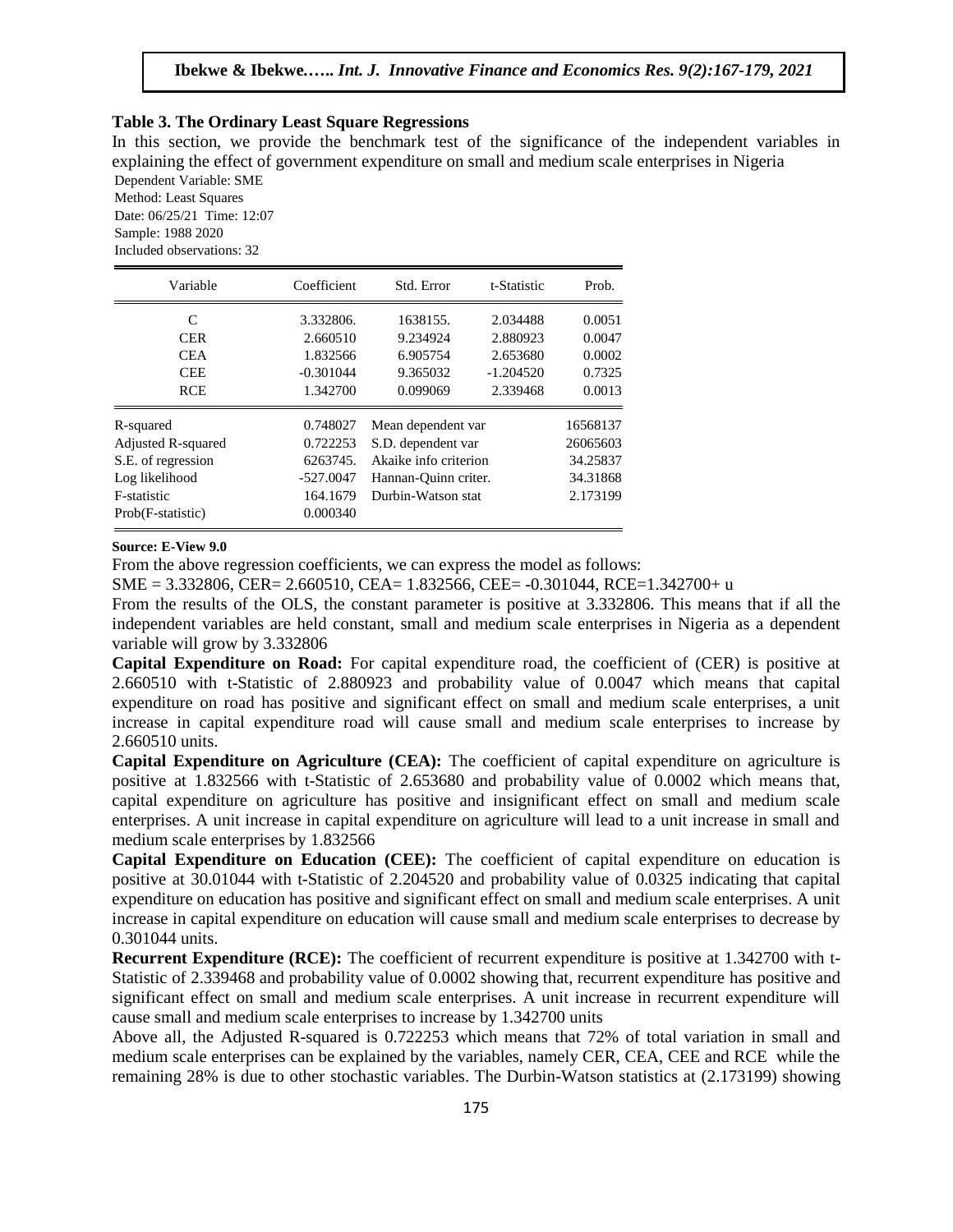### Table 3. The Ordinary Least Square Regressions

In this section, we provide the benchmark test of the significance of the independent variables in explaining the effect of government expenditure on small and medium scale enterprises in Nigeria

Dependent Variable: SME
Method: Least Squares
Date: 06/25/21 Time: 12:07
Sample: 1988 2020
Included observations: 32

| Variable | Coefficient | Std. Error | t-Statistic | Prob. |
|---|---|---|---|---|
| C | 3.332806. | 1638155. | 2.034488 | 0.0051 |
| CER | 2.660510 | 9.234924 | 2.880923 | 0.0047 |
| CEA | 1.832566 | 6.905754 | 2.653680 | 0.0002 |
| CEE | -0.301044 | 9.365032 | -1.204520 | 0.7325 |
| RCE | 1.342700 | 0.099069 | 2.339468 | 0.0013 |
| R-squared | 0.748027 | Mean dependent var | | 16568137 |
| Adjusted R-squared | 0.722253 | S.D. dependent var | | 26065603 |
| S.E. of regression | 6263745. | Akaike info criterion | | 34.25837 |
| Log likelihood | -527.0047 | Hannan-Quinn criter. | | 34.31868 |
| F-statistic | 164.1679 | Durbin-Watson stat | | 2.173199 |
| Prob(F-statistic) | 0.000340 | | | |

**Source: E-View 9.0**

From the above regression coefficients, we can express the model as follows:

SME = 3.332806, CER= 2.660510, CEA= 1.832566, CEE= -0.301044, RCE=1.342700+ u

From the results of the OLS, the constant parameter is positive at 3.332806. This means that if all the independent variables are held constant, small and medium scale enterprises in Nigeria as a dependent variable will grow by 3.332806

**Capital Expenditure on Road:** For capital expenditure road, the coefficient of (CER) is positive at 2.660510 with t-Statistic of 2.880923 and probability value of 0.0047 which means that capital expenditure on road has positive and significant effect on small and medium scale enterprises, a unit increase in capital expenditure road will cause small and medium scale enterprises to increase by 2.660510 units.

**Capital Expenditure on Agriculture (CEA):** The coefficient of capital expenditure on agriculture is positive at 1.832566 with t-Statistic of 2.653680 and probability value of 0.0002 which means that, capital expenditure on agriculture has positive and insignificant effect on small and medium scale enterprises. A unit increase in capital expenditure on agriculture will lead to a unit increase in small and medium scale enterprises by 1.832566

**Capital Expenditure on Education (CEE):** The coefficient of capital expenditure on education is positive at 30.01044 with t-Statistic of 2.204520 and probability value of 0.0325 indicating that capital expenditure on education has positive and significant effect on small and medium scale enterprises. A unit increase in capital expenditure on education will cause small and medium scale enterprises to decrease by 0.301044 units.

**Recurrent Expenditure (RCE):** The coefficient of recurrent expenditure is positive at 1.342700 with t-Statistic of 2.339468 and probability value of 0.0002 showing that, recurrent expenditure has positive and significant effect on small and medium scale enterprises. A unit increase in recurrent expenditure will cause small and medium scale enterprises to increase by 1.342700 units

Above all, the Adjusted R-squared is 0.722253 which means that 72% of total variation in small and medium scale enterprises can be explained by the variables, namely CER, CEA, CEE and RCE while the remaining 28% is due to other stochastic variables. The Durbin-Watson statistics at (2.173199) showing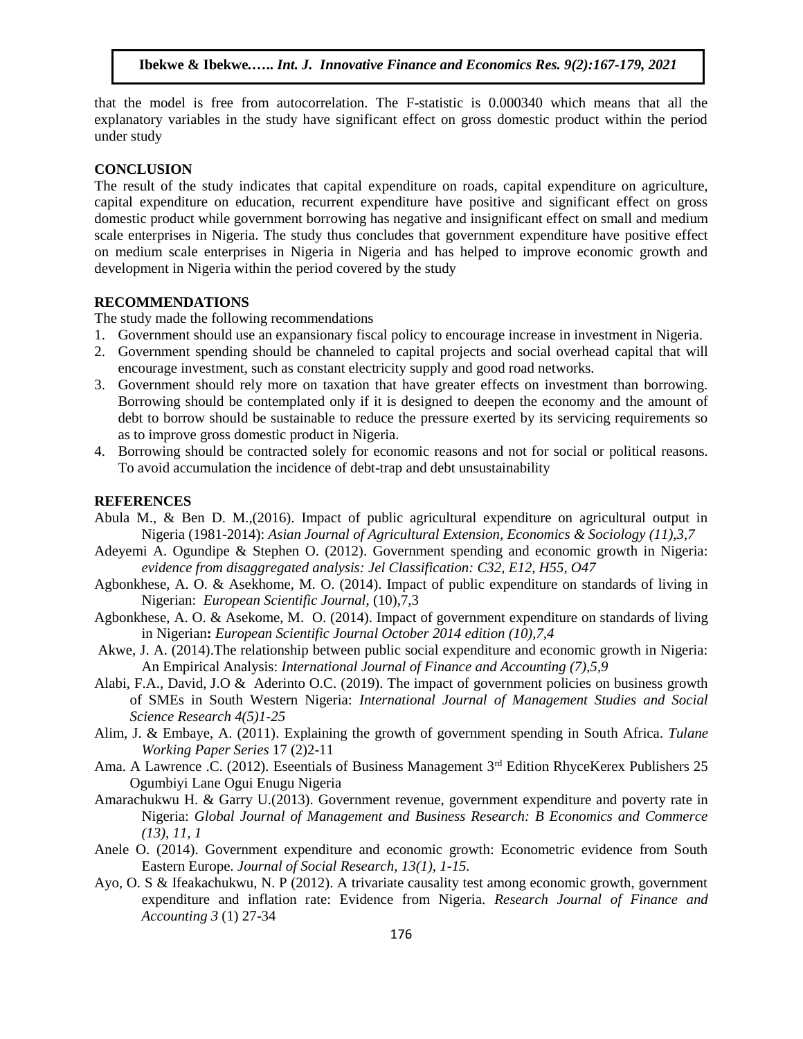that the model is free from autocorrelation. The F-statistic is 0.000340 which means that all the explanatory variables in the study have significant effect on gross domestic product within the period under study

## CONCLUSION

The result of the study indicates that capital expenditure on roads, capital expenditure on agriculture, capital expenditure on education, recurrent expenditure have positive and significant effect on gross domestic product while government borrowing has negative and insignificant effect on small and medium scale enterprises in Nigeria. The study thus concludes that government expenditure have positive effect on medium scale enterprises in Nigeria in Nigeria and has helped to improve economic growth and development in Nigeria within the period covered by the study

## RECOMMENDATIONS

The study made the following recommendations

1. Government should use an expansionary fiscal policy to encourage increase in investment in Nigeria.
2. Government spending should be channeled to capital projects and social overhead capital that will encourage investment, such as constant electricity supply and good road networks.
3. Government should rely more on taxation that have greater effects on investment than borrowing. Borrowing should be contemplated only if it is designed to deepen the economy and the amount of debt to borrow should be sustainable to reduce the pressure exerted by its servicing requirements so as to improve gross domestic product in Nigeria.
4. Borrowing should be contracted solely for economic reasons and not for social or political reasons. To avoid accumulation the incidence of debt-trap and debt unsustainability

## REFERENCES

Abula M., & Ben D. M.,(2016). Impact of public agricultural expenditure on agricultural output in Nigeria (1981-2014): *Asian Journal of Agricultural Extension, Economics & Sociology (11),3,7*

Adeyemi A. Ogundipe & Stephen O. (2012). Government spending and economic growth in Nigeria: *evidence from disaggregated analysis: Jel Classification: C32, E12, H55, O47*

Agbonkhese, A. O. & Asekhome, M. O. (2014). Impact of public expenditure on standards of living in Nigerian: *European Scientific Journal*, (10),7,3

Agbonkhese, A. O. & Asekome, M. O. (2014). Impact of government expenditure on standards of living in Nigerian**:** *European Scientific Journal October 2014 edition (10),7,4*

Akwe, J. A. (2014).The relationship between public social expenditure and economic growth in Nigeria: An Empirical Analysis: *International Journal of Finance and Accounting (7),5,9*

Alabi, F.A., David, J.O & Aderinto O.C. (2019). The impact of government policies on business growth of SMEs in South Western Nigeria: *International Journal of Management Studies and Social Science Research 4(5)1-25*

Alim, J. & Embaye, A. (2011). Explaining the growth of government spending in South Africa. *Tulane Working Paper Series* 17 (2)2-11

Ama. A Lawrence .C. (2012). Eseentials of Business Management 3rd Edition RhyceKerex Publishers 25 Ogumbiyi Lane Ogui Enugu Nigeria

Amarachukwu H. & Garry U.(2013). Government revenue, government expenditure and poverty rate in Nigeria: *Global Journal of Management and Business Research: B Economics and Commerce (13), 11, 1*

Anele O. (2014). Government expenditure and economic growth: Econometric evidence from South Eastern Europe. *Journal of Social Research, 13(1), 1-15.*

Ayo, O. S & Ifeakachukwu, N. P (2012). A trivariate causality test among economic growth, government expenditure and inflation rate: Evidence from Nigeria. *Research Journal of Finance and Accounting 3* (1) 27-34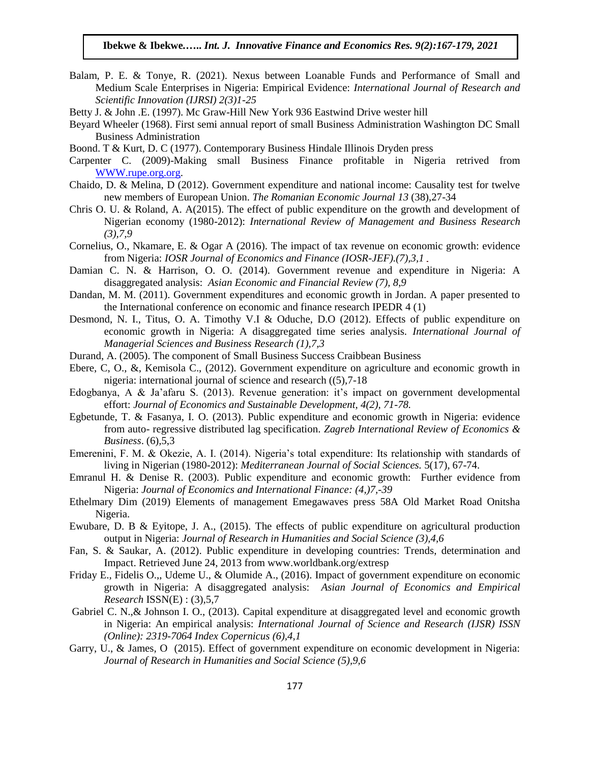Balam, P. E. & Tonye, R. (2021). Nexus between Loanable Funds and Performance of Small and Medium Scale Enterprises in Nigeria: Empirical Evidence: *International Journal of Research and Scientific Innovation (IJRSI) 2(3)1-25*

Betty J. & John .E. (1997). Mc Graw-Hill New York 936 Eastwind Drive wester hill

Beyard Wheeler (1968). First semi annual report of small Business Administration Washington DC Small Business Administration

Boond. T & Kurt, D. C (1977). Contemporary Business Hindale Illinois Dryden press

Carpenter C. (2009)-Making small Business Finance profitable in Nigeria retrived from WWW.rupe.org.org.

Chaido, D. & Melina, D (2012). Government expenditure and national income: Causality test for twelve new members of European Union. *The Romanian Economic Journal 13* (38),27-34

Chris O. U. & Roland, A. A(2015). The effect of public expenditure on the growth and development of Nigerian economy (1980-2012): *International Review of Management and Business Research (3),7,9*

Cornelius, O., Nkamare, E. & Ogar A (2016). The impact of tax revenue on economic growth: evidence from Nigeria: *IOSR Journal of Economics and Finance (IOSR-JEF).(7),3,1* .

Damian C. N. & Harrison, O. O. (2014). Government revenue and expenditure in Nigeria: A disaggregated analysis: *Asian Economic and Financial Review (7), 8,9*

Dandan, M. M. (2011). Government expenditures and economic growth in Jordan. A paper presented to the International conference on economic and finance research IPEDR 4 (1)

Desmond, N. I., Titus, O. A. Timothy V.I & Oduche, D.O (2012). Effects of public expenditure on economic growth in Nigeria: A disaggregated time series analysis. *International Journal of Managerial Sciences and Business Research (1),7,3*

Durand, A. (2005). The component of Small Business Success Craibbean Business

Ebere, C, O., &, Kemisola C., (2012). Government expenditure on agriculture and economic growth in nigeria: international journal of science and research ((5),7-18

Edogbanya, A & Ja'afaru S. (2013). Revenue generation: it's impact on government developmental effort: *Journal of Economics and Sustainable Development, 4(2), 71-78.*

Egbetunde, T. & Fasanya, I. O. (2013). Public expenditure and economic growth in Nigeria: evidence from auto- regressive distributed lag specification. *Zagreb International Review of Economics & Business*. (6),5,3

Emerenini, F. M. & Okezie, A. I. (2014). Nigeria's total expenditure: Its relationship with standards of living in Nigerian (1980-2012): *Mediterranean Journal of Social Sciences.* 5(17), 67-74.

Emranul H. & Denise R. (2003). Public expenditure and economic growth: Further evidence from Nigeria: *Journal of Economics and International Finance: (4,)7,-39*

Ethelmary Dim (2019) Elements of management Emegawaves press 58A Old Market Road Onitsha Nigeria.

Ewubare, D. B & Eyitope, J. A., (2015). The effects of public expenditure on agricultural production output in Nigeria: *Journal of Research in Humanities and Social Science (3),4,6*

Fan, S. & Saukar, A. (2012). Public expenditure in developing countries: Trends, determination and Impact. Retrieved June 24, 2013 from www.worldbank.org/extresp

Friday E., Fidelis O.,, Udeme U., & Olumide A., (2016). Impact of government expenditure on economic growth in Nigeria: A disaggregated analysis: *Asian Journal of Economics and Empirical Research* ISSN(E) : (3),5,7

Gabriel C. N.,& Johnson I. O., (2013). Capital expenditure at disaggregated level and economic growth in Nigeria: An empirical analysis: *International Journal of Science and Research (IJSR) ISSN (Online): 2319-7064 Index Copernicus (6),4,1*

Garry, U., & James, O (2015). Effect of government expenditure on economic development in Nigeria: *Journal of Research in Humanities and Social Science (5),9,6*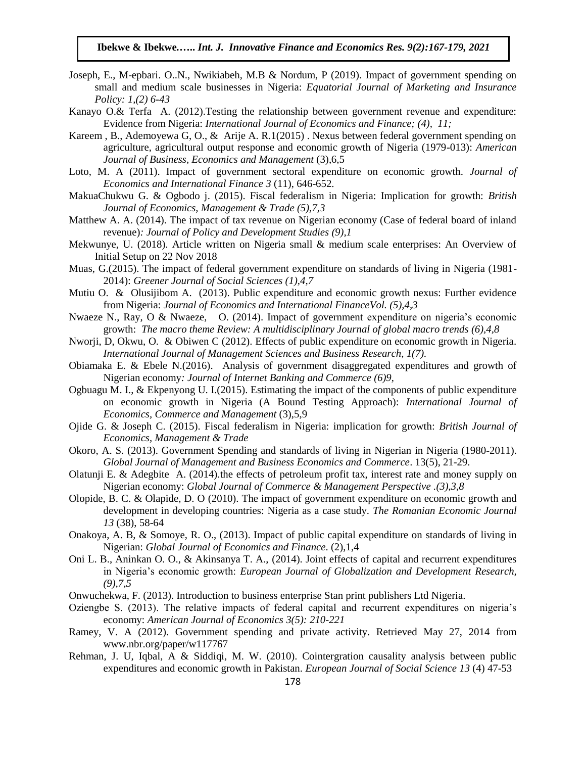Joseph, E., M-epbari. O..N., Nwikiabeh, M.B & Nordum, P (2019). Impact of government spending on small and medium scale businesses in Nigeria: *Equatorial Journal of Marketing and Insurance Policy: 1,(2) 6-43*

Kanayo O.& Terfa A. (2012).Testing the relationship between government revenue and expenditure: Evidence from Nigeria: *International Journal of Economics and Finance; (4), 11;*

Kareem , B., Ademoyewa G, O., & Arije A. R.1(2015) . Nexus between federal government spending on agriculture, agricultural output response and economic growth of Nigeria (1979-013): *American Journal of Business, Economics and Management* (3),6,5

Loto, M. A (2011). Impact of government sectoral expenditure on economic growth. *Journal of Economics and International Finance 3* (11), 646-652.

MakuaChukwu G. & Ogbodo j. (2015). Fiscal federalism in Nigeria: Implication for growth: *British Journal of Economics, Management & Trade (5),7,3*

Matthew A. A. (2014). The impact of tax revenue on Nigerian economy (Case of federal board of inland revenue)*: Journal of Policy and Development Studies (9),1*

Mekwunye, U. (2018). Article written on Nigeria small & medium scale enterprises: An Overview of Initial Setup on 22 Nov 2018

Muas, G.(2015). The impact of federal government expenditure on standards of living in Nigeria (1981-2014): *Greener Journal of Social Sciences (1),4,7*

Mutiu O. & Olusijibom A. (2013). Public expenditure and economic growth nexus: Further evidence from Nigeria: *Journal of Economics and International FinanceVol. (5),4,3*

Nwaeze N., Ray, O & Nwaeze, O. (2014). Impact of government expenditure on nigeria's economic growth: *The macro theme Review: A multidisciplinary Journal of global macro trends (6),4,8*

Nworji, D, Okwu, O. & Obiwen C (2012). Effects of public expenditure on economic growth in Nigeria. *International Journal of Management Sciences and Business Research, 1(7).*

Obiamaka E. & Ebele N.(2016). Analysis of government disaggregated expenditures and growth of Nigerian economy*: Journal of Internet Banking and Commerce (6)9,*

Ogbuagu M. I., & Ekpenyong U. I.(2015). Estimating the impact of the components of public expenditure on economic growth in Nigeria (A Bound Testing Approach): *International Journal of Economics, Commerce and Management* (3),5,9

Ojide G. & Joseph C. (2015). Fiscal federalism in Nigeria: implication for growth: *British Journal of Economics, Management & Trade*

Okoro, A. S. (2013). Government Spending and standards of living in Nigerian in Nigeria (1980-2011). *Global Journal of Management and Business Economics and Commerce*. 13(5), 21-29.

Olatunji E. & Adegbite A. (2014).the effects of petroleum profit tax, interest rate and money supply on Nigerian economy: *Global Journal of Commerce & Management Perspective .(3),3,8*

Olopide, B. C. & Olapide, D. O (2010). The impact of government expenditure on economic growth and development in developing countries: Nigeria as a case study. *The Romanian Economic Journal 13* (38), 58-64

Onakoya, A. B, & Somoye, R. O., (2013). Impact of public capital expenditure on standards of living in Nigerian: *Global Journal of Economics and Finance*. (2),1,4

Oni L. B., Aninkan O. O., & Akinsanya T. A., (2014). Joint effects of capital and recurrent expenditures in Nigeria's economic growth: *European Journal of Globalization and Development Research, (9),7,5*

Onwuchekwa, F. (2013). Introduction to business enterprise Stan print publishers Ltd Nigeria.

Oziengbe S. (2013). The relative impacts of federal capital and recurrent expenditures on nigeria's economy: *American Journal of Economics 3(5): 210-221*

Ramey, V. A (2012). Government spending and private activity. Retrieved May 27, 2014 from www.nbr.org/paper/w117767

Rehman, J. U, Iqbal, A & Siddiqi, M. W. (2010). Cointergration causality analysis between public expenditures and economic growth in Pakistan. *European Journal of Social Science 13* (4) 47-53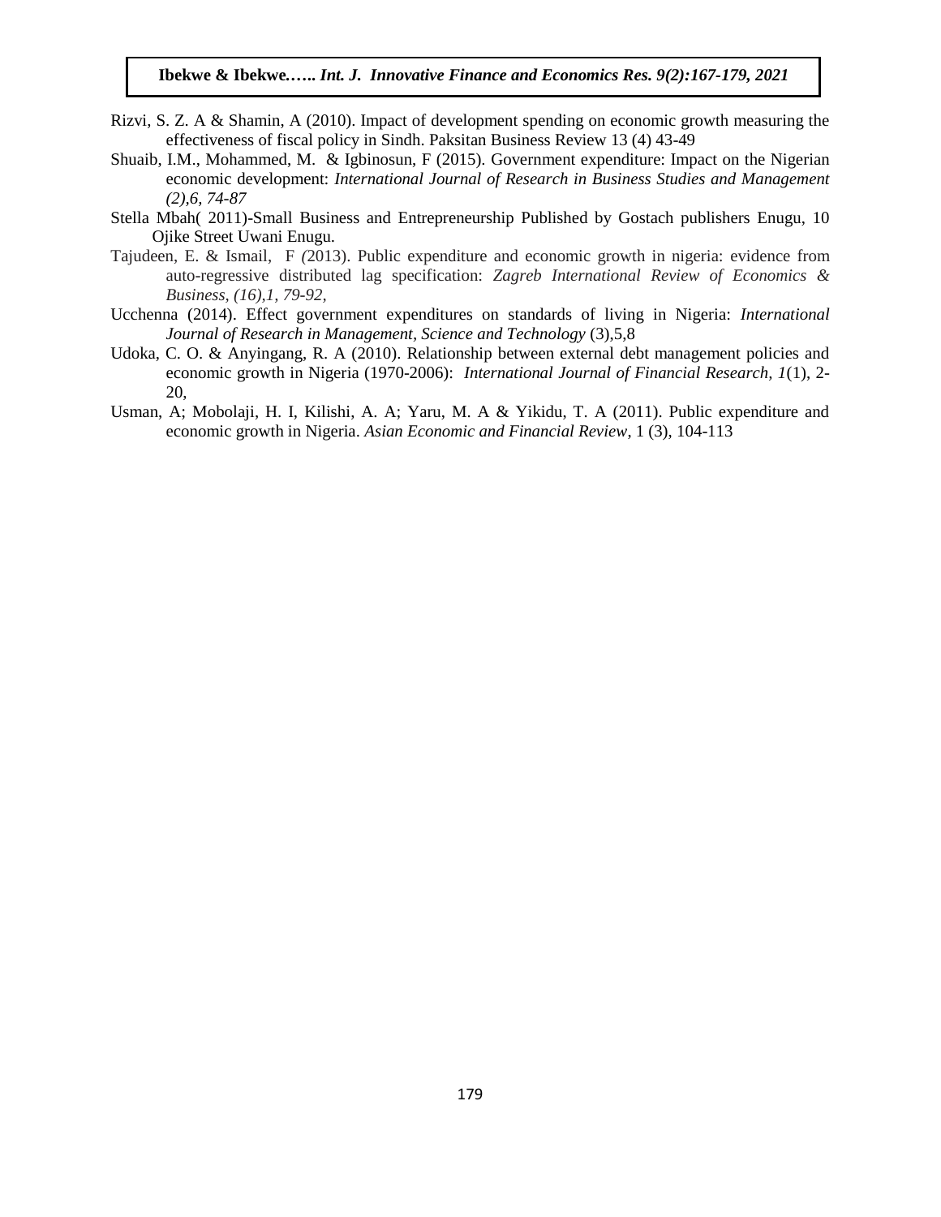Rizvi, S. Z. A & Shamin, A (2010). Impact of development spending on economic growth measuring the effectiveness of fiscal policy in Sindh. Paksitan Business Review 13 (4) 43-49

Shuaib, I.M., Mohammed, M. & Igbinosun, F (2015). Government expenditure: Impact on the Nigerian economic development: *International Journal of Research in Business Studies and Management (2),6, 74-87*

Stella Mbah( 2011)-Small Business and Entrepreneurship Published by Gostach publishers Enugu, 10 Ojike Street Uwani Enugu.

Tajudeen, E. & Ismail, F *(*2013). Public expenditure and economic growth in nigeria: evidence from auto-regressive distributed lag specification: *Zagreb International Review of Economics & Business, (16),1, 79-92,*

Ucchenna (2014). Effect government expenditures on standards of living in Nigeria: *International Journal of Research in Management, Science and Technology* (3),5,8

Udoka, C. O. & Anyingang, R. A (2010). Relationship between external debt management policies and economic growth in Nigeria (1970-2006): *International Journal of Financial Research, 1*(1), 2-20,

Usman, A; Mobolaji, H. I, Kilishi, A. A; Yaru, M. A & Yikidu, T. A (2011). Public expenditure and economic growth in Nigeria. *Asian Economic and Financial Review*, 1 (3), 104-113